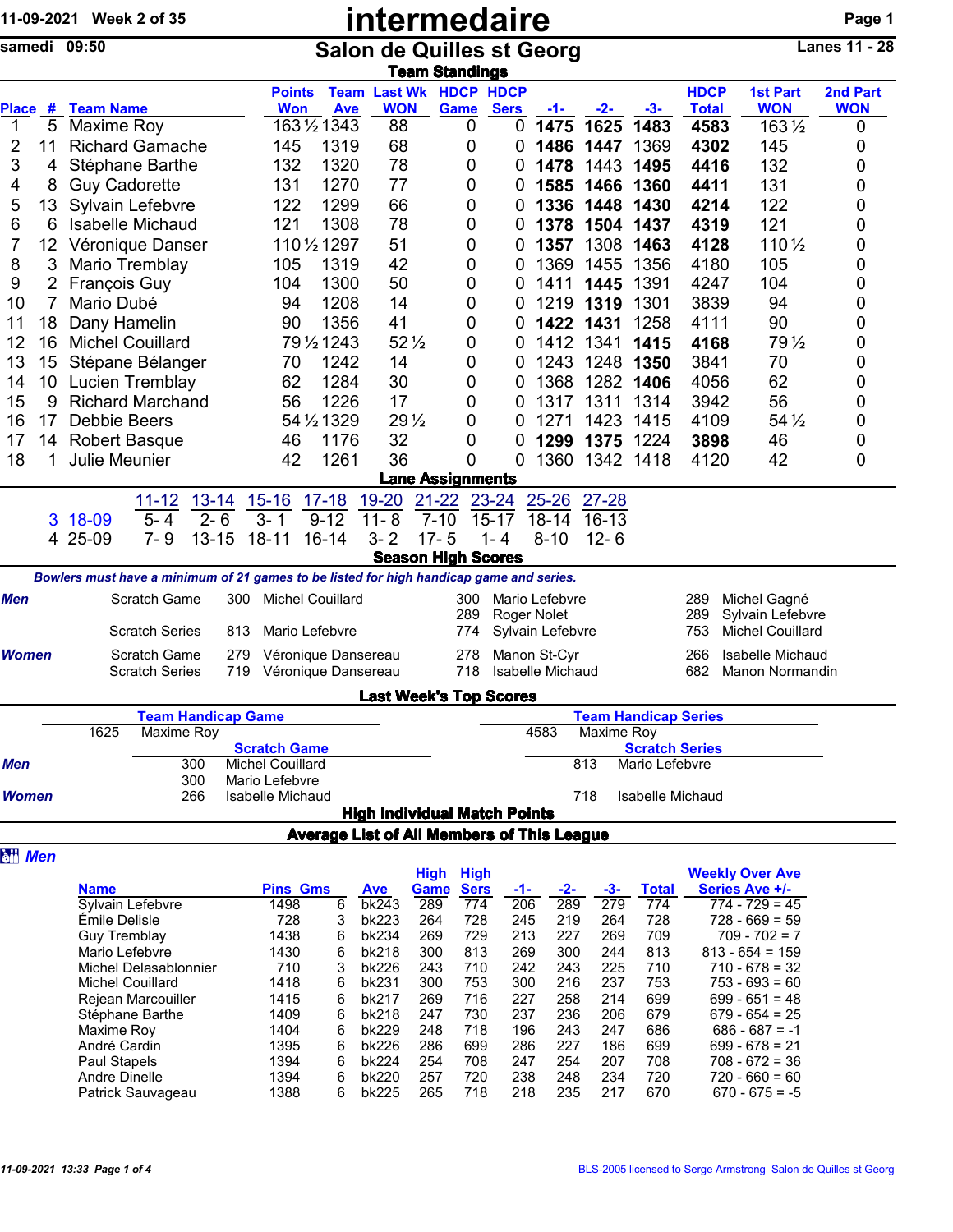11-09-2021 Week 2 of 35

samedi 09:50

# intermedaire

## Salon de Quilles st Georg

Lanes 11 - 28

### Team Standings

| Place | # | Team Name | Points Won | Team Ave | Last Wk WON | HDCP Game | HDCP Sers | -1- | -2- | -3- | HDCP Total | 1st Part WON | 2nd Part WON |
|---|---|---|---|---|---|---|---|---|---|---|---|---|---|
| 1 | 5 | Maxime Roy | 163½ | 1343 | 88 | 0 | 0 | **1475** | **1625** | **1483** | **4583** | 163½ | 0 |
| 2 | 11 | Richard Gamache | 145 | 1319 | 68 | 0 | 0 | **1486** | **1447** | 1369 | **4302** | 145 | 0 |
| 3 | 4 | Stéphane Barthe | 132 | 1320 | 78 | 0 | 0 | **1478** | 1443 | **1495** | **4416** | 132 | 0 |
| 4 | 8 | Guy Cadorette | 131 | 1270 | 77 | 0 | 0 | **1585** | **1466** | **1360** | **4411** | 131 | 0 |
| 5 | 13 | Sylvain Lefebvre | 122 | 1299 | 66 | 0 | 0 | **1336** | **1448** | **1430** | **4214** | 122 | 0 |
| 6 | 6 | Isabelle Michaud | 121 | 1308 | 78 | 0 | 0 | **1378** | **1504** | **1437** | **4319** | 121 | 0 |
| 7 | 12 | Véronique Danser | 110½ | 1297 | 51 | 0 | 0 | **1357** | 1308 | **1463** | **4128** | 110½ | 0 |
| 8 | 3 | Mario Tremblay | 105 | 1319 | 42 | 0 | 0 | 1369 | 1455 | 1356 | 4180 | 105 | 0 |
| 9 | 2 | François Guy | 104 | 1300 | 50 | 0 | 0 | 1411 | **1445** | 1391 | 4247 | 104 | 0 |
| 10 | 7 | Mario Dubé | 94 | 1208 | 14 | 0 | 0 | 1219 | **1319** | 1301 | 3839 | 94 | 0 |
| 11 | 18 | Dany Hamelin | 90 | 1356 | 41 | 0 | 0 | **1422** | **1431** | 1258 | 4111 | 90 | 0 |
| 12 | 16 | Michel Couillard | 79½ | 1243 | 52½ | 0 | 0 | 1412 | 1341 | **1415** | 4168 | 79½ | 0 |
| 13 | 15 | Stépane Bélanger | 70 | 1242 | 14 | 0 | 0 | 1243 | 1248 | **1350** | 3841 | 70 | 0 |
| 14 | 10 | Lucien Tremblay | 62 | 1284 | 30 | 0 | 0 | 1368 | 1282 | **1406** | 4056 | 62 | 0 |
| 15 | 9 | Richard Marchand | 56 | 1226 | 17 | 0 | 0 | 1317 | 1311 | 1314 | 3942 | 56 | 0 |
| 16 | 17 | Debbie Beers | 54½ | 1329 | 29½ | 0 | 0 | 1271 | 1423 | 1415 | 4109 | 54½ | 0 |
| 17 | 14 | Robert Basque | 46 | 1176 | 32 | 0 | 0 | **1299** | **1375** | 1224 | **3898** | 46 | 0 |
| 18 | 1 | Julie Meunier | 42 | 1261 | 36 | 0 | 0 | 1360 | 1342 | 1418 | 4120 | 42 | 0 |

### Lane Assignments

| | | 11-12 | 13-14 | 15-16 | 17-18 | 19-20 | 21-22 | 23-24 | 25-26 | 27-28 |
|---|---|---|---|---|---|---|---|---|---|---|
| 3 | 18-09 | 5- 4 | 2- 6 | 3- 1 | 9-12 | 11- 8 | 7-10 | 15-17 | 18-14 | 16-13 |
| 4 | 25-09 | 7- 9 | 13-15 | 18-11 | 16-14 | 3- 2 | 17- 5 | 1- 4 | 8-10 | 12- 6 |

### Season High Scores

*Bowlers must have a minimum of 21 games to be listed for high handicap game and series.*

| | | | | | | | |
|---|---|---|---|---|---|---|---|
| ***Men*** | Scratch Game | 300 | Michel Couillard | 300 | Mario Lefebvre | 289 | Michel Gagné |
| | | | | 289 | Roger Nolet | 289 | Sylvain Lefebvre |
| | Scratch Series | 813 | Mario Lefebvre | 774 | Sylvain Lefebvre | 753 | Michel Couillard |
| ***Women*** | Scratch Game | 279 | Véronique Dansereau | 278 | Manon St-Cyr | 266 | Isabelle Michaud |
| | Scratch Series | 719 | Véronique Dansereau | 718 | Isabelle Michaud | 682 | Manon Normandin |

### Last Week's Top Scores

**Team Handicap Game**: 1625 Maxime Roy

**Team Handicap Series**: 4583 Maxime Roy

| | Scratch Game | | Scratch Series | |
|---|---|---|---|---|
| ***Men*** | 300 | Michel Couillard | 813 | Mario Lefebvre |
| | 300 | Mario Lefebvre | | |
| ***Women*** | 266 | Isabelle Michaud | 718 | Isabelle Michaud |

### High Individual Match Points

### Average List of All Members of This League

***Men***

| Name | Pins | Gms | Ave | High Game | High Sers | -1- | -2- | -3- | Total | Weekly Over Ave Series Ave +/- |
|---|---|---|---|---|---|---|---|---|---|---|
| Sylvain Lefebvre | 1498 | 6 | bk243 | 289 | 774 | 206 | 289 | 279 | 774 | 774 - 729 = 45 |
| Émile Delisle | 728 | 3 | bk223 | 264 | 728 | 245 | 219 | 264 | 728 | 728 - 669 = 59 |
| Guy Tremblay | 1438 | 6 | bk234 | 269 | 729 | 213 | 227 | 269 | 709 | 709 - 702 = 7 |
| Mario Lefebvre | 1430 | 6 | bk218 | 300 | 813 | 269 | 300 | 244 | 813 | 813 - 654 = 159 |
| Michel Delasablonnier | 710 | 3 | bk226 | 243 | 710 | 242 | 243 | 225 | 710 | 710 - 678 = 32 |
| Michel Couillard | 1418 | 6 | bk231 | 300 | 753 | 300 | 216 | 237 | 753 | 753 - 693 = 60 |
| Rejean Marcouiller | 1415 | 6 | bk217 | 269 | 716 | 227 | 258 | 214 | 699 | 699 - 651 = 48 |
| Stéphane Barthe | 1409 | 6 | bk218 | 247 | 730 | 237 | 236 | 206 | 679 | 679 - 654 = 25 |
| Maxime Roy | 1404 | 6 | bk229 | 248 | 718 | 196 | 243 | 247 | 686 | 686 - 687 = -1 |
| André Cardin | 1395 | 6 | bk226 | 286 | 699 | 286 | 227 | 186 | 699 | 699 - 678 = 21 |
| Paul Stapels | 1394 | 6 | bk224 | 254 | 708 | 247 | 254 | 207 | 708 | 708 - 672 = 36 |
| Andre Dinelle | 1394 | 6 | bk220 | 257 | 720 | 238 | 248 | 234 | 720 | 720 - 660 = 60 |
| Patrick Sauvageau | 1388 | 6 | bk225 | 265 | 718 | 218 | 235 | 217 | 670 | 670 - 675 = -5 |

11-09-2021 13:33

BLS-2005 licensed to Serge Armstrong Salon de Quilles st Georg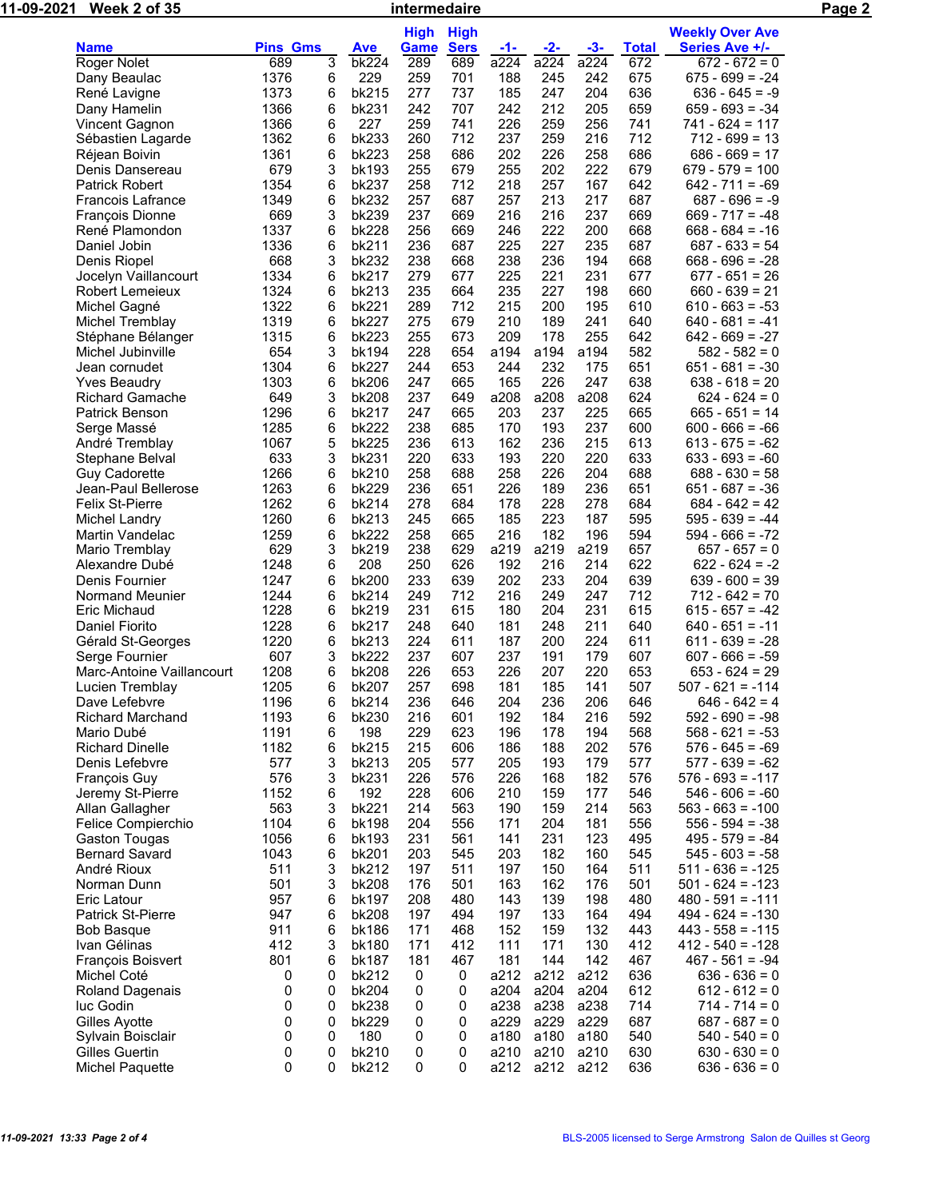**intermedaire**

11-09-2021 Week 2 of 35

| Name | Pins | Gms | Ave | High Game | High Sers | -1- | -2- | -3- | Total | Weekly Over Ave Series Ave +/- |
|---|---|---|---|---|---|---|---|---|---|---|
| Roger Nolet | 689 | 3 | bk224 | 289 | 689 | a224 | a224 | a224 | 672 | 672 - 672 = 0 |
| Dany Beaulac | 1376 | 6 | 229 | 259 | 701 | 188 | 245 | 242 | 675 | 675 - 699 = -24 |
| René Lavigne | 1373 | 6 | bk215 | 277 | 737 | 185 | 247 | 204 | 636 | 636 - 645 = -9 |
| Dany Hamelin | 1366 | 6 | bk231 | 242 | 707 | 242 | 212 | 205 | 659 | 659 - 693 = -34 |
| Vincent Gagnon | 1366 | 6 | 227 | 259 | 741 | 226 | 259 | 256 | 741 | 741 - 624 = 117 |
| Sébastien Lagarde | 1362 | 6 | bk233 | 260 | 712 | 237 | 259 | 216 | 712 | 712 - 699 = 13 |
| Réjean Boivin | 1361 | 6 | bk223 | 258 | 686 | 202 | 226 | 258 | 686 | 686 - 669 = 17 |
| Denis Dansereau | 679 | 3 | bk193 | 255 | 679 | 255 | 202 | 222 | 679 | 679 - 579 = 100 |
| Patrick Robert | 1354 | 6 | bk237 | 258 | 712 | 218 | 257 | 167 | 642 | 642 - 711 = -69 |
| Francois Lafrance | 1349 | 6 | bk232 | 257 | 687 | 257 | 213 | 217 | 687 | 687 - 696 = -9 |
| François Dionne | 669 | 3 | bk239 | 237 | 669 | 216 | 216 | 237 | 669 | 669 - 717 = -48 |
| René Plamondon | 1337 | 6 | bk228 | 256 | 669 | 246 | 222 | 200 | 668 | 668 - 684 = -16 |
| Daniel Jobin | 1336 | 6 | bk211 | 236 | 687 | 225 | 227 | 235 | 687 | 687 - 633 = 54 |
| Denis Riopel | 668 | 3 | bk232 | 238 | 668 | 238 | 236 | 194 | 668 | 668 - 696 = -28 |
| Jocelyn Vaillancourt | 1334 | 6 | bk217 | 279 | 677 | 225 | 221 | 231 | 677 | 677 - 651 = 26 |
| Robert Lemeieux | 1324 | 6 | bk213 | 235 | 664 | 235 | 227 | 198 | 660 | 660 - 639 = 21 |
| Michel Gagné | 1322 | 6 | bk221 | 289 | 712 | 215 | 200 | 195 | 610 | 610 - 663 = -53 |
| Michel Tremblay | 1319 | 6 | bk227 | 275 | 679 | 210 | 189 | 241 | 640 | 640 - 681 = -41 |
| Stéphane Bélanger | 1315 | 6 | bk223 | 255 | 673 | 209 | 178 | 255 | 642 | 642 - 669 = -27 |
| Michel Jubinville | 654 | 3 | bk194 | 228 | 654 | a194 | a194 | a194 | 582 | 582 - 582 = 0 |
| Jean cornudet | 1304 | 6 | bk227 | 244 | 653 | 244 | 232 | 175 | 651 | 651 - 681 = -30 |
| Yves Beaudry | 1303 | 6 | bk206 | 247 | 665 | 165 | 226 | 247 | 638 | 638 - 618 = 20 |
| Richard Gamache | 649 | 3 | bk208 | 237 | 649 | a208 | a208 | a208 | 624 | 624 - 624 = 0 |
| Patrick Benson | 1296 | 6 | bk217 | 247 | 665 | 203 | 237 | 225 | 665 | 665 - 651 = 14 |
| Serge Massé | 1285 | 6 | bk222 | 238 | 685 | 170 | 193 | 237 | 600 | 600 - 666 = -66 |
| André Tremblay | 1067 | 5 | bk225 | 236 | 613 | 162 | 236 | 215 | 613 | 613 - 675 = -62 |
| Stephane Belval | 633 | 3 | bk231 | 220 | 633 | 193 | 220 | 220 | 633 | 633 - 693 = -60 |
| Guy Cadorette | 1266 | 6 | bk210 | 258 | 688 | 258 | 226 | 204 | 688 | 688 - 630 = 58 |
| Jean-Paul Bellerose | 1263 | 6 | bk229 | 236 | 651 | 226 | 189 | 236 | 651 | 651 - 687 = -36 |
| Felix St-Pierre | 1262 | 6 | bk214 | 278 | 684 | 178 | 228 | 278 | 684 | 684 - 642 = 42 |
| Michel Landry | 1260 | 6 | bk213 | 245 | 665 | 185 | 223 | 187 | 595 | 595 - 639 = -44 |
| Martin Vandelac | 1259 | 6 | bk222 | 258 | 665 | 216 | 182 | 196 | 594 | 594 - 666 = -72 |
| Mario Tremblay | 629 | 3 | bk219 | 238 | 629 | a219 | a219 | a219 | 657 | 657 - 657 = 0 |
| Alexandre Dubé | 1248 | 6 | 208 | 250 | 626 | 192 | 216 | 214 | 622 | 622 - 624 = -2 |
| Denis Fournier | 1247 | 6 | bk200 | 233 | 639 | 202 | 233 | 204 | 639 | 639 - 600 = 39 |
| Normand Meunier | 1244 | 6 | bk214 | 249 | 712 | 216 | 249 | 247 | 712 | 712 - 642 = 70 |
| Eric Michaud | 1228 | 6 | bk219 | 231 | 615 | 180 | 204 | 231 | 615 | 615 - 657 = -42 |
| Daniel Fiorito | 1228 | 6 | bk217 | 248 | 640 | 181 | 248 | 211 | 640 | 640 - 651 = -11 |
| Gérald St-Georges | 1220 | 6 | bk213 | 224 | 611 | 187 | 200 | 224 | 611 | 611 - 639 = -28 |
| Serge Fournier | 607 | 3 | bk222 | 237 | 607 | 237 | 191 | 179 | 607 | 607 - 666 = -59 |
| Marc-Antoine Vaillancourt | 1208 | 6 | bk208 | 226 | 653 | 226 | 207 | 220 | 653 | 653 - 624 = 29 |
| Lucien Tremblay | 1205 | 6 | bk207 | 257 | 698 | 181 | 185 | 141 | 507 | 507 - 621 = -114 |
| Dave Lefebvre | 1196 | 6 | bk214 | 236 | 646 | 204 | 236 | 206 | 646 | 646 - 642 = 4 |
| Richard Marchand | 1193 | 6 | bk230 | 216 | 601 | 192 | 184 | 216 | 592 | 592 - 690 = -98 |
| Mario Dubé | 1191 | 6 | 198 | 229 | 623 | 196 | 178 | 194 | 568 | 568 - 621 = -53 |
| Richard Dinelle | 1182 | 6 | bk215 | 215 | 606 | 186 | 188 | 202 | 576 | 576 - 645 = -69 |
| Denis Lefebvre | 577 | 3 | bk213 | 205 | 577 | 205 | 193 | 179 | 577 | 577 - 639 = -62 |
| François Guy | 576 | 3 | bk231 | 226 | 576 | 226 | 168 | 182 | 576 | 576 - 693 = -117 |
| Jeremy St-Pierre | 1152 | 6 | 192 | 228 | 606 | 210 | 159 | 177 | 546 | 546 - 606 = -60 |
| Allan Gallagher | 563 | 3 | bk221 | 214 | 563 | 190 | 159 | 214 | 563 | 563 - 663 = -100 |
| Felice Compierchio | 1104 | 6 | bk198 | 204 | 556 | 171 | 204 | 181 | 556 | 556 - 594 = -38 |
| Gaston Tougas | 1056 | 6 | bk193 | 231 | 561 | 141 | 231 | 123 | 495 | 495 - 579 = -84 |
| Bernard Savard | 1043 | 6 | bk201 | 203 | 545 | 203 | 182 | 160 | 545 | 545 - 603 = -58 |
| André Rioux | 511 | 3 | bk212 | 197 | 511 | 197 | 150 | 164 | 511 | 511 - 636 = -125 |
| Norman Dunn | 501 | 3 | bk208 | 176 | 501 | 163 | 162 | 176 | 501 | 501 - 624 = -123 |
| Eric Latour | 957 | 6 | bk197 | 208 | 480 | 143 | 139 | 198 | 480 | 480 - 591 = -111 |
| Patrick St-Pierre | 947 | 6 | bk208 | 197 | 494 | 197 | 133 | 164 | 494 | 494 - 624 = -130 |
| Bob Basque | 911 | 6 | bk186 | 171 | 468 | 152 | 159 | 132 | 443 | 443 - 558 = -115 |
| Ivan Gélinas | 412 | 3 | bk180 | 171 | 412 | 111 | 171 | 130 | 412 | 412 - 540 = -128 |
| François Boisvert | 801 | 6 | bk187 | 181 | 467 | 181 | 144 | 142 | 467 | 467 - 561 = -94 |
| Michel Coté | 0 | 0 | bk212 | 0 | 0 | a212 | a212 | a212 | 636 | 636 - 636 = 0 |
| Roland Dagenais | 0 | 0 | bk204 | 0 | 0 | a204 | a204 | a204 | 612 | 612 - 612 = 0 |
| luc Godin | 0 | 0 | bk238 | 0 | 0 | a238 | a238 | a238 | 714 | 714 - 714 = 0 |
| Gilles Ayotte | 0 | 0 | bk229 | 0 | 0 | a229 | a229 | a229 | 687 | 687 - 687 = 0 |
| Sylvain Boisclair | 0 | 0 | 180 | 0 | 0 | a180 | a180 | a180 | 540 | 540 - 540 = 0 |
| Gilles Guertin | 0 | 0 | bk210 | 0 | 0 | a210 | a210 | a210 | 630 | 630 - 630 = 0 |
| Michel Paquette | 0 | 0 | bk212 | 0 | 0 | a212 | a212 | a212 | 636 | 636 - 636 = 0 |

11-09-2021 13:33

BLS-2005 licensed to Serge Armstrong Salon de Quilles st Georg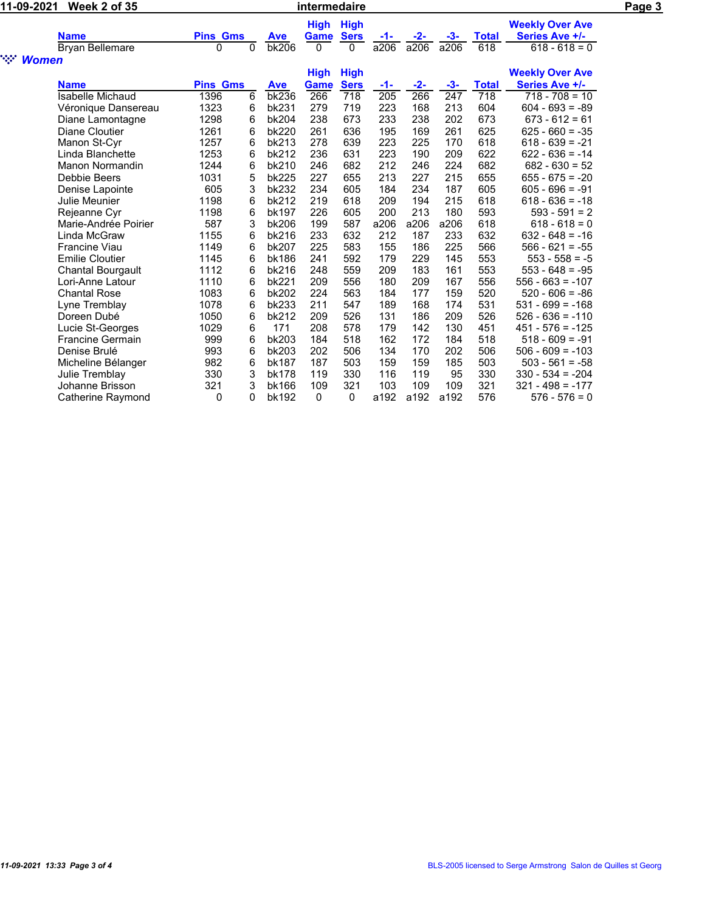| Name | Pins | Gms | Ave | High Game | High Sers | -1- | -2- | -3- | Total | Weekly Over Ave Series Ave +/- |
|---|---|---|---|---|---|---|---|---|---|---|
| Bryan Bellemare | 0 | 0 | bk206 | 0 | 0 | a206 | a206 | a206 | 618 | 618 - 618 = 0 |

## *Women*

| Name | Pins | Gms | Ave | High Game | High Sers | -1- | -2- | -3- | Total | Weekly Over Ave Series Ave +/- |
|---|---|---|---|---|---|---|---|---|---|---|
| Isabelle Michaud | 1396 | 6 | bk236 | 266 | 718 | 205 | 266 | 247 | 718 | 718 - 708 = 10 |
| Véronique Dansereau | 1323 | 6 | bk231 | 279 | 719 | 223 | 168 | 213 | 604 | 604 - 693 = -89 |
| Diane Lamontagne | 1298 | 6 | bk204 | 238 | 673 | 233 | 238 | 202 | 673 | 673 - 612 = 61 |
| Diane Cloutier | 1261 | 6 | bk220 | 261 | 636 | 195 | 169 | 261 | 625 | 625 - 660 = -35 |
| Manon St-Cyr | 1257 | 6 | bk213 | 278 | 639 | 223 | 225 | 170 | 618 | 618 - 639 = -21 |
| Linda Blanchette | 1253 | 6 | bk212 | 236 | 631 | 223 | 190 | 209 | 622 | 622 - 636 = -14 |
| Manon Normandin | 1244 | 6 | bk210 | 246 | 682 | 212 | 246 | 224 | 682 | 682 - 630 = 52 |
| Debbie Beers | 1031 | 5 | bk225 | 227 | 655 | 213 | 227 | 215 | 655 | 655 - 675 = -20 |
| Denise Lapointe | 605 | 3 | bk232 | 234 | 605 | 184 | 234 | 187 | 605 | 605 - 696 = -91 |
| Julie Meunier | 1198 | 6 | bk212 | 219 | 618 | 209 | 194 | 215 | 618 | 618 - 636 = -18 |
| Rejeanne Cyr | 1198 | 6 | bk197 | 226 | 605 | 200 | 213 | 180 | 593 | 593 - 591 = 2 |
| Marie-Andrée Poirier | 587 | 3 | bk206 | 199 | 587 | a206 | a206 | a206 | 618 | 618 - 618 = 0 |
| Linda McGraw | 1155 | 6 | bk216 | 233 | 632 | 212 | 187 | 233 | 632 | 632 - 648 = -16 |
| Francine Viau | 1149 | 6 | bk207 | 225 | 583 | 155 | 186 | 225 | 566 | 566 - 621 = -55 |
| Emilie Cloutier | 1145 | 6 | bk186 | 241 | 592 | 179 | 229 | 145 | 553 | 553 - 558 = -5 |
| Chantal Bourgault | 1112 | 6 | bk216 | 248 | 559 | 209 | 183 | 161 | 553 | 553 - 648 = -95 |
| Lori-Anne Latour | 1110 | 6 | bk221 | 209 | 556 | 180 | 209 | 167 | 556 | 556 - 663 = -107 |
| Chantal Rose | 1083 | 6 | bk202 | 224 | 563 | 184 | 177 | 159 | 520 | 520 - 606 = -86 |
| Lyne Tremblay | 1078 | 6 | bk233 | 211 | 547 | 189 | 168 | 174 | 531 | 531 - 699 = -168 |
| Doreen Dubé | 1050 | 6 | bk212 | 209 | 526 | 131 | 186 | 209 | 526 | 526 - 636 = -110 |
| Lucie St-Georges | 1029 | 6 | 171 | 208 | 578 | 179 | 142 | 130 | 451 | 451 - 576 = -125 |
| Francine Germain | 999 | 6 | bk203 | 184 | 518 | 162 | 172 | 184 | 518 | 518 - 609 = -91 |
| Denise Brulé | 993 | 6 | bk203 | 202 | 506 | 134 | 170 | 202 | 506 | 506 - 609 = -103 |
| Micheline Bélanger | 982 | 6 | bk187 | 187 | 503 | 159 | 159 | 185 | 503 | 503 - 561 = -58 |
| Julie Tremblay | 330 | 3 | bk178 | 119 | 330 | 116 | 119 | 95 | 330 | 330 - 534 = -204 |
| Johanne Brisson | 321 | 3 | bk166 | 109 | 321 | 103 | 109 | 109 | 321 | 321 - 498 = -177 |
| Catherine Raymond | 0 | 0 | bk192 | 0 | 0 | a192 | a192 | a192 | 576 | 576 - 576 = 0 |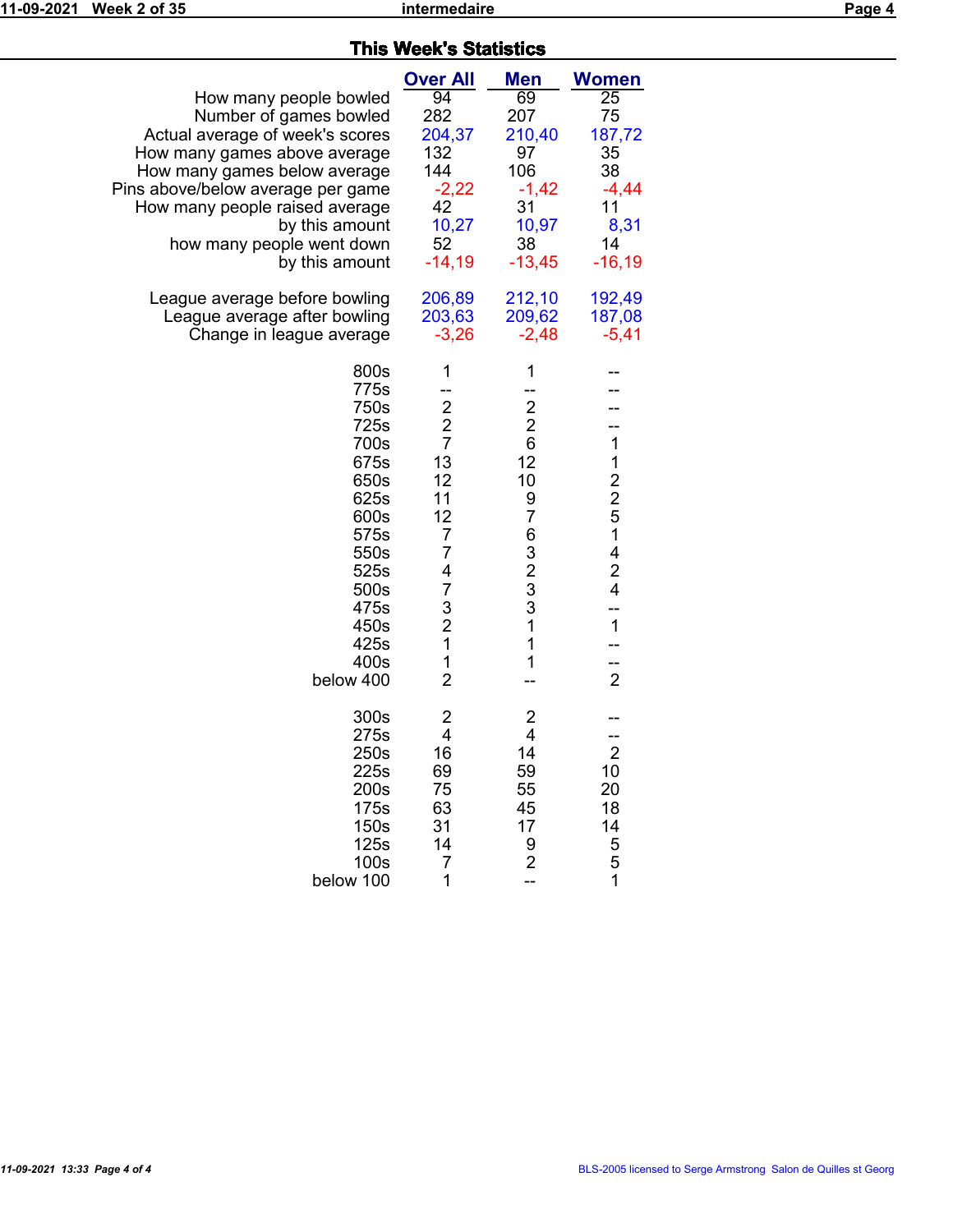## This Week's Statistics

| | Over All | Men | Women |
|---|---|---|---|
| How many people bowled | 94 | 69 | 25 |
| Number of games bowled | 282 | 207 | 75 |
| Actual average of week's scores | 204,37 | 210,40 | 187,72 |
| How many games above average | 132 | 97 | 35 |
| How many games below average | 144 | 106 | 38 |
| Pins above/below average per game | -2,22 | -1,42 | -4,44 |
| How many people raised average | 42 | 31 | 11 |
| by this amount | 10,27 | 10,97 | 8,31 |
| how many people went down | 52 | 38 | 14 |
| by this amount | -14,19 | -13,45 | -16,19 |
| | | | |
| League average before bowling | 206,89 | 212,10 | 192,49 |
| League average after bowling | 203,63 | 209,62 | 187,08 |
| Change in league average | -3,26 | -2,48 | -5,41 |
| | | | |
| 800s | 1 | 1 | -- |
| 775s | -- | -- | -- |
| 750s | 2 | 2 | -- |
| 725s | 2 | 2 | -- |
| 700s | 7 | 6 | 1 |
| 675s | 13 | 12 | 1 |
| 650s | 12 | 10 | 2 |
| 625s | 11 | 9 | 2 |
| 600s | 12 | 7 | 5 |
| 575s | 7 | 6 | 1 |
| 550s | 7 | 3 | 4 |
| 525s | 4 | 2 | 2 |
| 500s | 7 | 3 | 4 |
| 475s | 3 | 3 | -- |
| 450s | 2 | 1 | 1 |
| 425s | 1 | 1 | -- |
| 400s | 1 | 1 | -- |
| below 400 | 2 | -- | 2 |
| | | | |
| 300s | 2 | 2 | -- |
| 275s | 4 | 4 | -- |
| 250s | 16 | 14 | 2 |
| 225s | 69 | 59 | 10 |
| 200s | 75 | 55 | 20 |
| 175s | 63 | 45 | 18 |
| 150s | 31 | 17 | 14 |
| 125s | 14 | 9 | 5 |
| 100s | 7 | 2 | 5 |
| below 100 | 1 | -- | 1 |